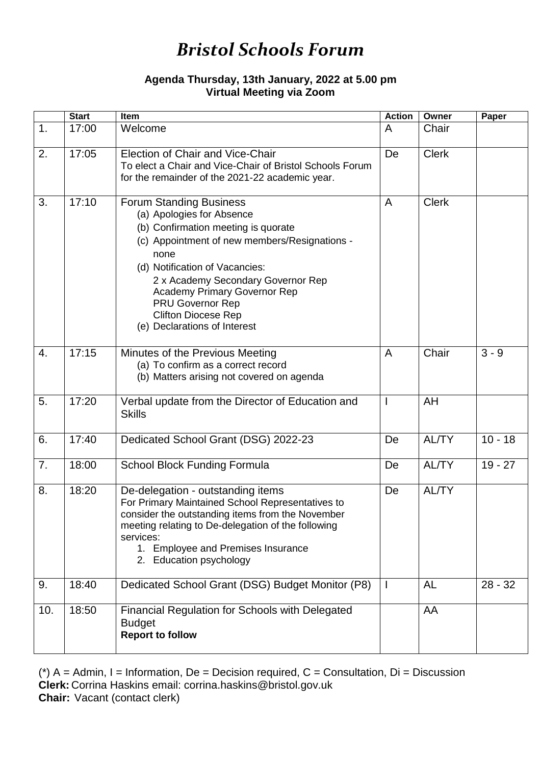# *Bristol Schools Forum*

**Agenda Thursday, 13th January, 2022 at 5.00 pm**
**Virtual Meeting via Zoom**

| | Start | Item | Action | Owner | Paper |
|---|---|---|---|---|---|
| 1. | 17:00 | Welcome | A | Chair | |
| 2. | 17:05 | Election of Chair and Vice-Chair<br>To elect a Chair and Vice-Chair of Bristol Schools Forum for the remainder of the 2021-22 academic year. | De | Clerk | |
| 3. | 17:10 | Forum Standing Business<br>(a) Apologies for Absence<br>(b) Confirmation meeting is quorate<br>(c) Appointment of new members/Resignations - none<br>(d) Notification of Vacancies:<br>2 x Academy Secondary Governor Rep<br>Academy Primary Governor Rep<br>PRU Governor Rep<br>Clifton Diocese Rep<br>(e) Declarations of Interest | A | Clerk | |
| 4. | 17:15 | Minutes of the Previous Meeting<br>(a) To confirm as a correct record<br>(b) Matters arising not covered on agenda | A | Chair | 3 - 9 |
| 5. | 17:20 | Verbal update from the Director of Education and Skills | I | AH | |
| 6. | 17:40 | Dedicated School Grant (DSG) 2022-23 | De | AL/TY | 10 - 18 |
| 7. | 18:00 | School Block Funding Formula | De | AL/TY | 19 - 27 |
| 8. | 18:20 | De-delegation - outstanding items<br>For Primary Maintained School Representatives to consider the outstanding items from the November meeting relating to De-delegation of the following services:<br>1. Employee and Premises Insurance<br>2. Education psychology | De | AL/TY | |
| 9. | 18:40 | Dedicated School Grant (DSG) Budget Monitor (P8) | I | AL | 28 - 32 |
| 10. | 18:50 | Financial Regulation for Schools with Delegated Budget<br>**Report to follow** | | AA | |

(*) A = Admin, I = Information, De = Decision required, C = Consultation, Di = Discussion
**Clerk:** Corrina Haskins email: corrina.haskins@bristol.gov.uk
**Chair:** Vacant (contact clerk)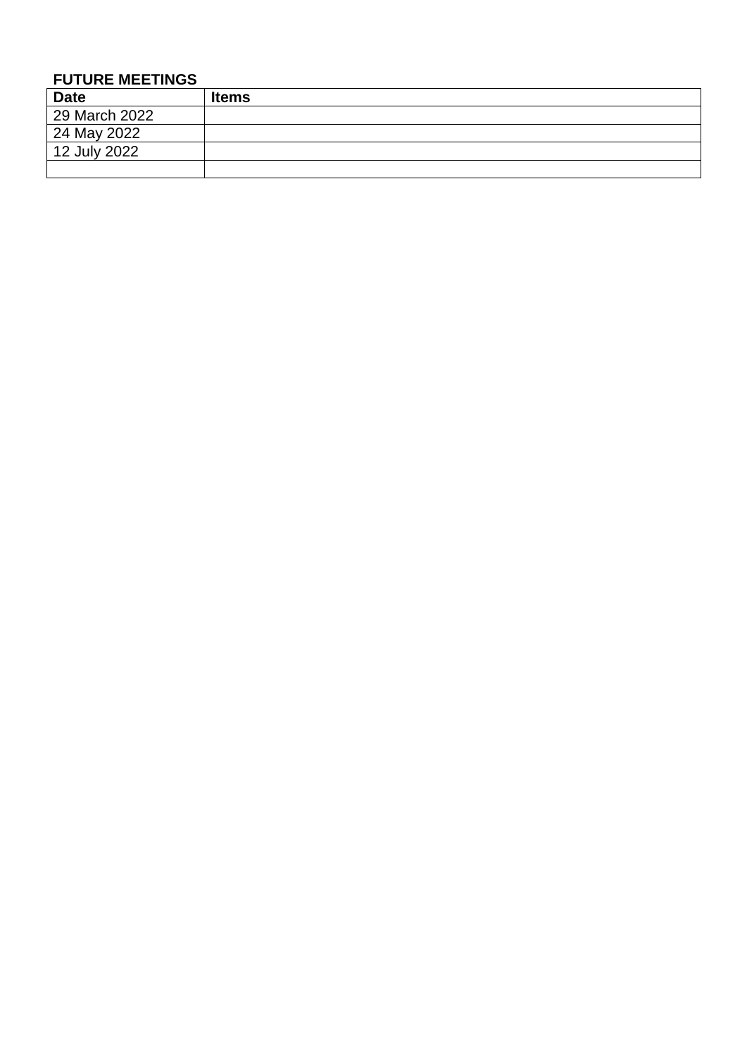**FUTURE MEETINGS**

| Date | Items |
|---|---|
| 29 March 2022 | |
| 24 May 2022 | |
| 12 July 2022 | |
| | |